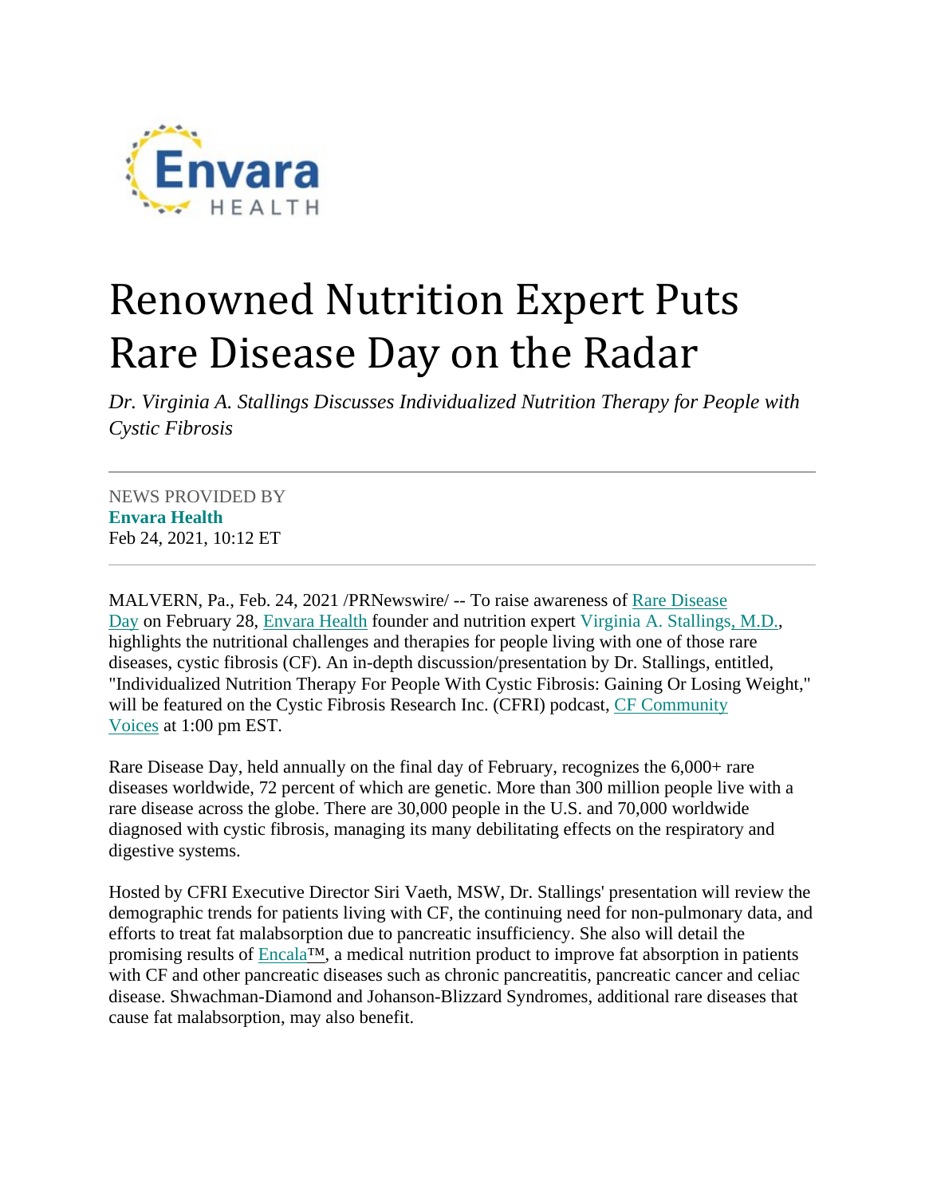# Renowned Nutrition Expert Puts Rare Disease Day on the Radar

*Dr. Virginia A. Stallings Discusses Individualized Nutrition Therapy for People with Cystic Fibrosis*

---

NEWS PROVIDED BY
**Envara Health**
Feb 24, 2021, 10:12 ET

---

MALVERN, Pa., Feb. 24, 2021 /PRNewswire/ -- To raise awareness of Rare Disease Day on February 28, Envara Health founder and nutrition expert Virginia A. Stallings, M.D., highlights the nutritional challenges and therapies for people living with one of those rare diseases, cystic fibrosis (CF). An in-depth discussion/presentation by Dr. Stallings, entitled, "Individualized Nutrition Therapy For People With Cystic Fibrosis: Gaining Or Losing Weight," will be featured on the Cystic Fibrosis Research Inc. (CFRI) podcast, CF Community Voices at 1:00 pm EST.

Rare Disease Day, held annually on the final day of February, recognizes the 6,000+ rare diseases worldwide, 72 percent of which are genetic. More than 300 million people live with a rare disease across the globe. There are 30,000 people in the U.S. and 70,000 worldwide diagnosed with cystic fibrosis, managing its many debilitating effects on the respiratory and digestive systems.

Hosted by CFRI Executive Director Siri Vaeth, MSW, Dr. Stallings' presentation will review the demographic trends for patients living with CF, the continuing need for non-pulmonary data, and efforts to treat fat malabsorption due to pancreatic insufficiency. She also will detail the promising results of Encala™, a medical nutrition product to improve fat absorption in patients with CF and other pancreatic diseases such as chronic pancreatitis, pancreatic cancer and celiac disease. Shwachman-Diamond and Johanson-Blizzard Syndromes, additional rare diseases that cause fat malabsorption, may also benefit.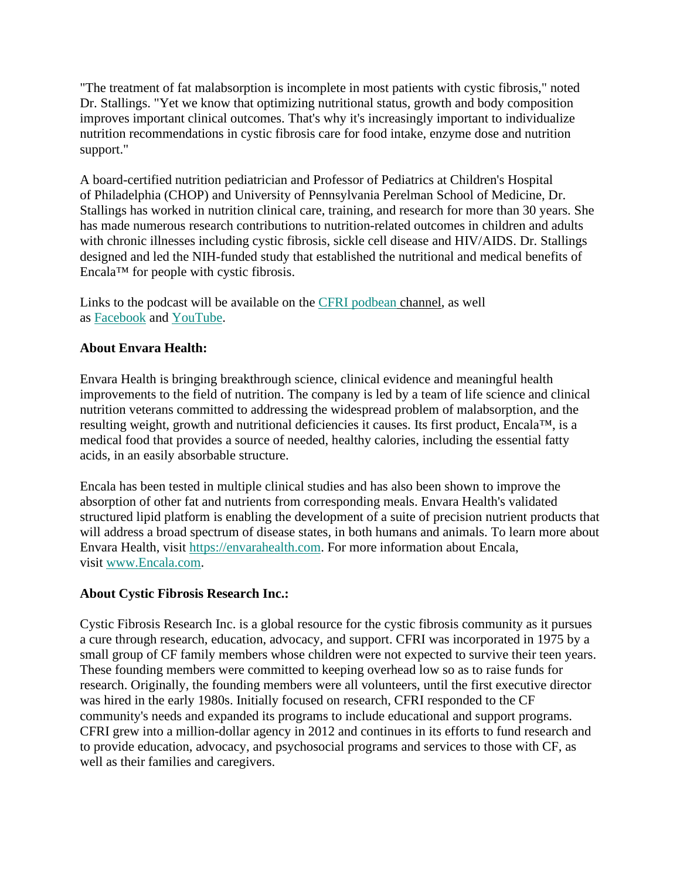"The treatment of fat malabsorption is incomplete in most patients with cystic fibrosis," noted Dr. Stallings. "Yet we know that optimizing nutritional status, growth and body composition improves important clinical outcomes. That's why it's increasingly important to individualize nutrition recommendations in cystic fibrosis care for food intake, enzyme dose and nutrition support."

A board-certified nutrition pediatrician and Professor of Pediatrics at Children's Hospital of Philadelphia (CHOP) and University of Pennsylvania Perelman School of Medicine, Dr. Stallings has worked in nutrition clinical care, training, and research for more than 30 years. She has made numerous research contributions to nutrition-related outcomes in children and adults with chronic illnesses including cystic fibrosis, sickle cell disease and HIV/AIDS. Dr. Stallings designed and led the NIH-funded study that established the nutritional and medical benefits of Encala™ for people with cystic fibrosis.

Links to the podcast will be available on the CFRI podbean channel, as well as Facebook and YouTube.

**About Envara Health:**

Envara Health is bringing breakthrough science, clinical evidence and meaningful health improvements to the field of nutrition. The company is led by a team of life science and clinical nutrition veterans committed to addressing the widespread problem of malabsorption, and the resulting weight, growth and nutritional deficiencies it causes. Its first product, Encala™, is a medical food that provides a source of needed, healthy calories, including the essential fatty acids, in an easily absorbable structure.

Encala has been tested in multiple clinical studies and has also been shown to improve the absorption of other fat and nutrients from corresponding meals. Envara Health's validated structured lipid platform is enabling the development of a suite of precision nutrient products that will address a broad spectrum of disease states, in both humans and animals. To learn more about Envara Health, visit https://envarahealth.com. For more information about Encala, visit www.Encala.com.

**About Cystic Fibrosis Research Inc.:**

Cystic Fibrosis Research Inc. is a global resource for the cystic fibrosis community as it pursues a cure through research, education, advocacy, and support. CFRI was incorporated in 1975 by a small group of CF family members whose children were not expected to survive their teen years. These founding members were committed to keeping overhead low so as to raise funds for research. Originally, the founding members were all volunteers, until the first executive director was hired in the early 1980s. Initially focused on research, CFRI responded to the CF community's needs and expanded its programs to include educational and support programs. CFRI grew into a million-dollar agency in 2012 and continues in its efforts to fund research and to provide education, advocacy, and psychosocial programs and services to those with CF, as well as their families and caregivers.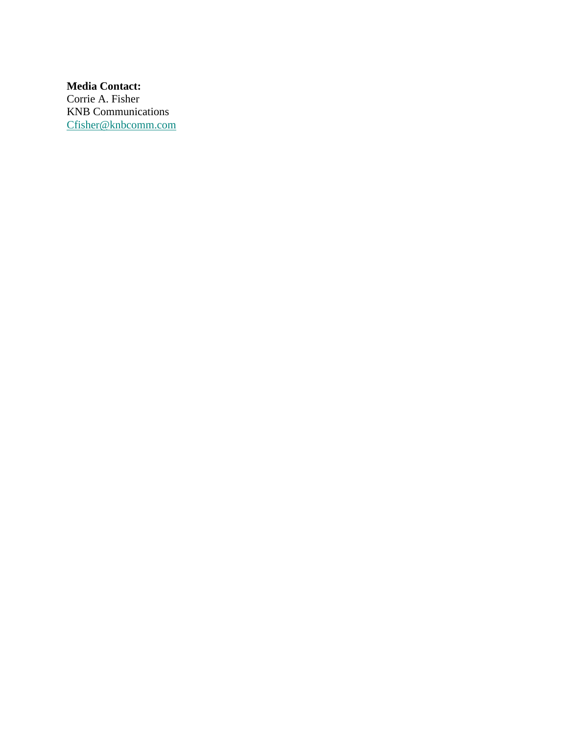**Media Contact:**
Corrie A. Fisher
KNB Communications
Cfisher@knbcomm.com